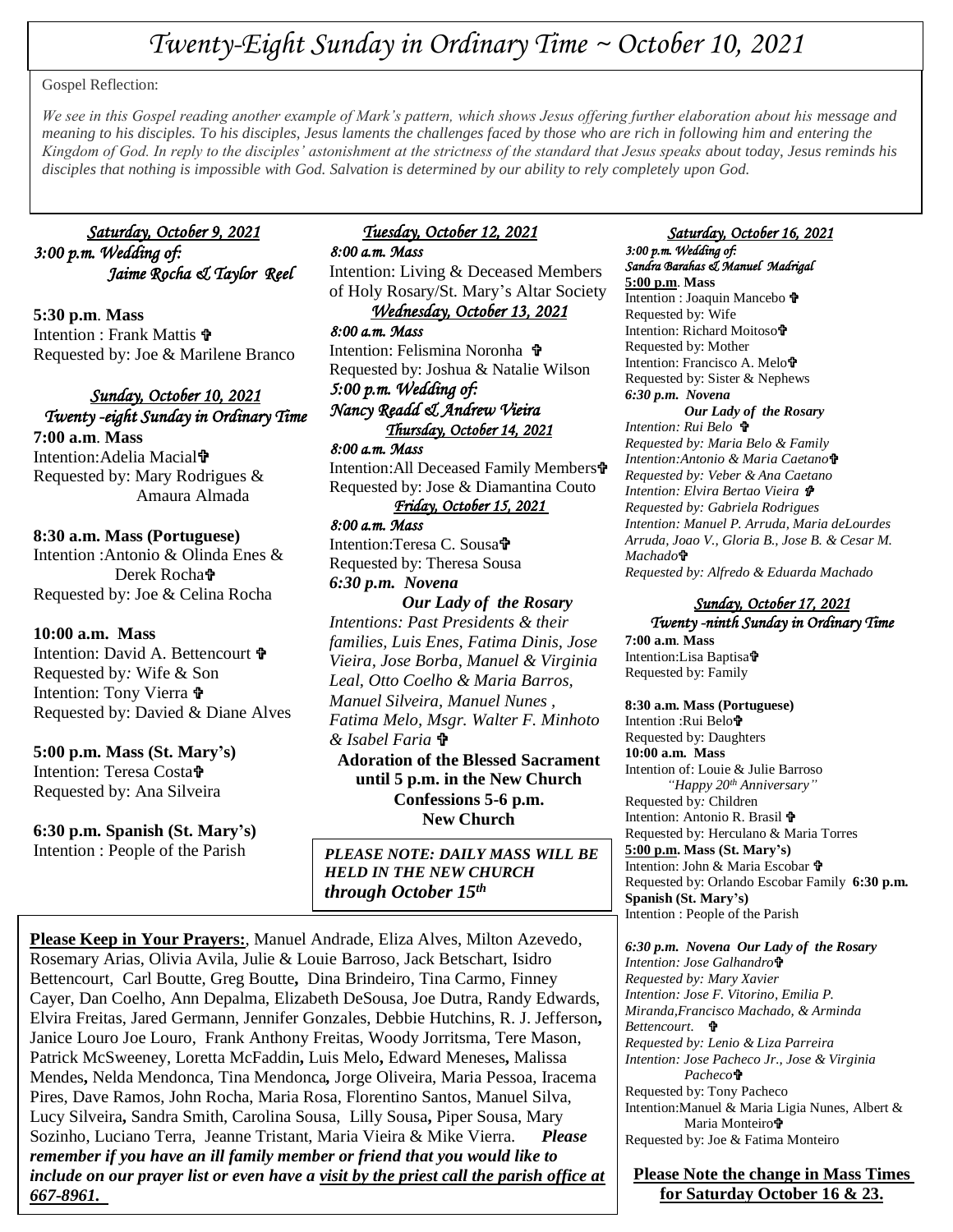# *Twenty-Eight Sunday in Ordinary Time ~ October 10, 2021*

Gospel Reflection:

*We see in this Gospel reading another example of Mark's pattern, which shows Jesus offering further elaboration about his message and meaning to his disciples. To his disciples, Jesus laments the challenges faced by those who are rich in following him and entering the Kingdom of God. In reply to the disciples' astonishment at the strictness of the standard that Jesus speaks about today, Jesus reminds his disciples that nothing is impossible with God. Salvation is determined by our ability to rely completely upon God.*

***Saturday, October 9, 2021***

*3:00 p.m. Wedding of:*
*Jaime Rocha & Taylor Reel*

**5:30 p.m. Mass**
Intention : Frank Mattis ✞
Requested by: Joe & Marilene Branco

***Sunday, October 10, 2021***
*Twenty -eight Sunday in Ordinary Time*

**7:00 a.m. Mass**
Intention:Adelia Macial✞
Requested by: Mary Rodrigues & Amaura Almada

**8:30 a.m. Mass (Portuguese)**
Intention :Antonio & Olinda Enes & Derek Rocha✞
Requested by: Joe & Celina Rocha

**10:00 a.m. Mass**
Intention: David A. Bettencourt ✞
Requested by: Wife & Son
Intention: Tony Vierra ✞
Requested by: Davied & Diane Alves

**5:00 p.m. Mass (St. Mary's)**
Intention: Teresa Costa✞
Requested by: Ana Silveira

**6:30 p.m. Spanish (St. Mary's)**
Intention : People of the Parish

***Tuesday, October 12, 2021***

*8:00 a.m. Mass*
Intention: Living & Deceased Members of Holy Rosary/St. Mary's Altar Society

***Wednesday, October 13, 2021***

*8:00 a.m. Mass*
Intention: Felismina Noronha ✞
Requested by: Joshua & Natalie Wilson
*5:00 p.m. Wedding of:*
*Nancy Readd & Andrew Vieira*

***Thursday, October 14, 2021***

*8:00 a.m. Mass*
Intention:All Deceased Family Members✞
Requested by: Jose & Diamantina Couto

***Friday, October 15, 2021***

*8:00 a.m. Mass*
Intention:Teresa C. Sousa✞
Requested by: Theresa Sousa
***6:30 p.m. Novena***
***Our Lady of the Rosary***
*Intentions: Past Presidents & their families, Luis Enes, Fatima Dinis, Jose Vieira, Jose Borba, Manuel & Virginia Leal, Otto Coelho & Maria Barros, Manuel Silveira, Manuel Nunes , Fatima Melo, Msgr. Walter F. Minhoto & Isabel Faria* ✞

**Adoration of the Blessed Sacrament until 5 p.m. in the New Church**
**Confessions 5-6 p.m.**
**New Church**

***PLEASE NOTE: DAILY MASS WILL BE HELD IN THE NEW CHURCH through October 15th***

***Saturday, October 16, 2021***

*3:00 p.m. Wedding of:*
*Sandra Barahas & Manuel Madrigal*

**5:00 p.m. Mass**
Intention : Joaquin Mancebo ✞
Requested by: Wife
Intention: Richard Moitoso✞
Requested by: Mother
Intention: Francisco A. Melo✞
Requested by: Sister & Nephews
***6:30 p.m. Novena***
***Our Lady of the Rosary***
*Intention: Rui Belo* ✞
*Requested by: Maria Belo & Family*
*Intention:Antonio & Maria Caetano*✞
*Requested by: Veber & Ana Caetano*
*Intention: Elvira Bertao Vieira* ✞
*Requested by: Gabriela Rodrigues*
*Intention: Manuel P. Arruda, Maria deLourdes Arruda, Joao V., Gloria B., Jose B. & Cesar M. Machado*✞
*Requested by: Alfredo & Eduarda Machado*

***Sunday, October 17, 2021***
*Twenty -ninth Sunday in Ordinary Time*

**7:00 a.m. Mass**
Intention:Lisa Baptisa✞
Requested by: Family

**8:30 a.m. Mass (Portuguese)**
Intention :Rui Belo✞
Requested by: Daughters

**10:00 a.m. Mass**
Intention of: Louie & Julie Barroso
*"Happy 20th Anniversary"*
Requested by: Children
Intention: Antonio R. Brasil ✞
Requested by: Herculano & Maria Torres

**5:00 p.m. Mass (St. Mary's)**
Intention: John & Maria Escobar ✞
Requested by: Orlando Escobar Family

**6:30 p.m. Spanish (St. Mary's)**
Intention : People of the Parish

***6:30 p.m. Novena Our Lady of the Rosary***
*Intention: Jose Galhandro*✞
*Requested by: Mary Xavier*
*Intention: Jose F. Vitorino, Emilia P. Miranda,Francisco Machado, & Arminda Bettencourt.* ✞
*Requested by: Lenio & Liza Parreira*
*Intention: Jose Pacheco Jr., Jose & Virginia Pacheco*✞
Requested by: Tony Pacheco
Intention:Manuel & Maria Ligia Nunes, Albert & Maria Monteiro✞
Requested by: Joe & Fatima Monteiro

**Please Note the change in Mass Times for Saturday October 16 & 23.**

**Please Keep in Your Prayers:**, Manuel Andrade, Eliza Alves, Milton Azevedo, Rosemary Arias, Olivia Avila, Julie & Louie Barroso, Jack Betschart, Isidro Bettencourt, Carl Boutte, Greg Boutte, Dina Brindeiro, Tina Carmo, Finney Cayer, Dan Coelho, Ann Depalma, Elizabeth DeSousa, Joe Dutra, Randy Edwards, Elvira Freitas, Jared Germann, Jennifer Gonzales, Debbie Hutchins, R. J. Jefferson, Janice Louro Joe Louro, Frank Anthony Freitas, Woody Jorritsma, Tere Mason, Patrick McSweeney, Loretta McFaddin, Luis Melo, Edward Meneses, Malissa Mendes, Nelda Mendonca, Tina Mendonca, Jorge Oliveira, Maria Pessoa, Iracema Pires, Dave Ramos, John Rocha, Maria Rosa, Florentino Santos, Manuel Silva, Lucy Silveira, Sandra Smith, Carolina Sousa, Lilly Sousa, Piper Sousa, Mary Sozinho, Luciano Terra, Jeanne Tristant, Maria Vieira & Mike Vierra. ***Please remember if you have an ill family member or friend that you would like to include on our prayer list or even have a visit by the priest call the parish office at 667-8961.***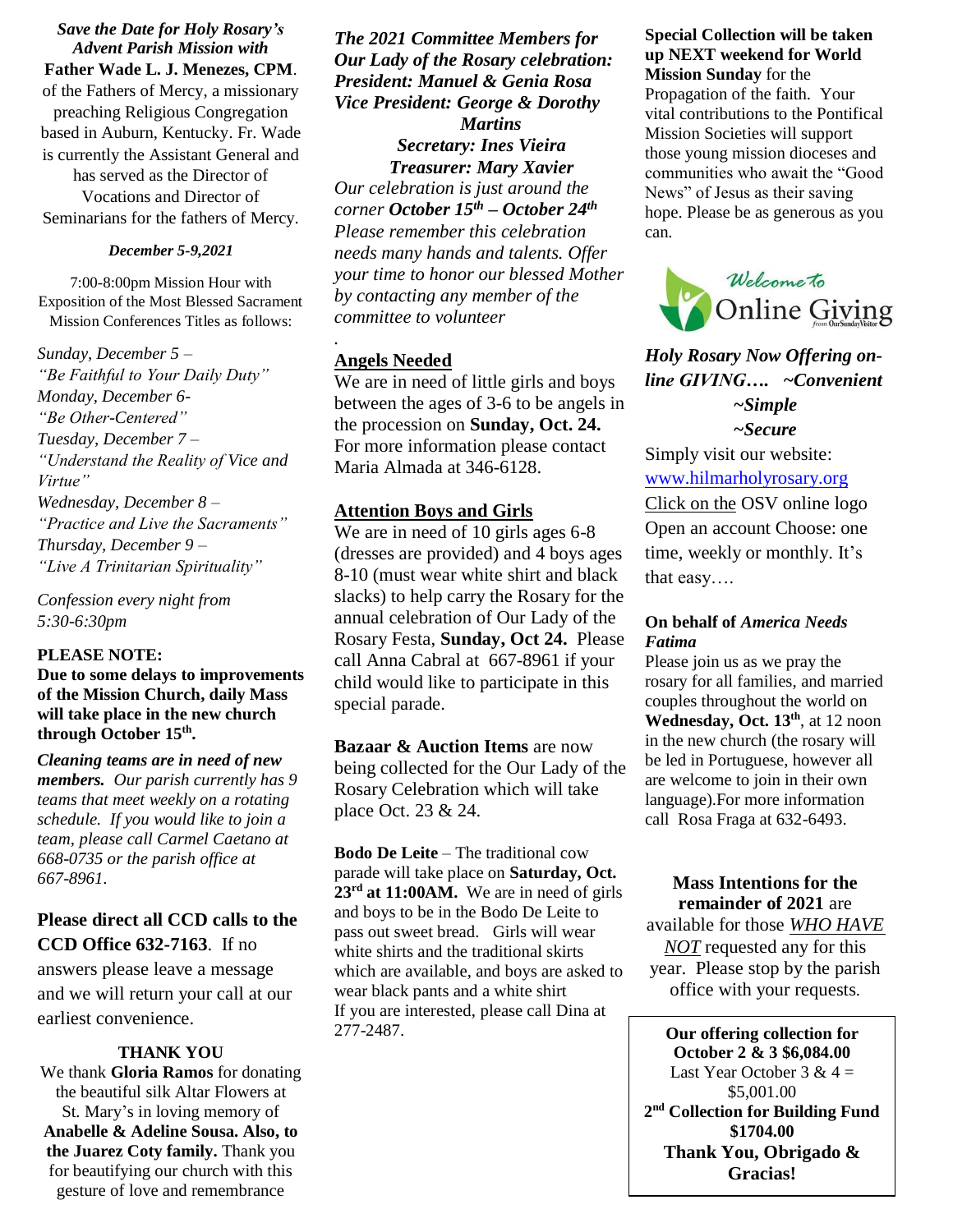***Save the Date for Holy Rosary's Advent Parish Mission with***
**Father Wade L. J. Menezes, CPM**. of the Fathers of Mercy, a missionary preaching Religious Congregation based in Auburn, Kentucky. Fr. Wade is currently the Assistant General and has served as the Director of Vocations and Director of Seminarians for the fathers of Mercy.

***December 5-9,2021***

7:00-8:00pm Mission Hour with Exposition of the Most Blessed Sacrament Mission Conferences Titles as follows:

*Sunday, December 5 – "Be Faithful to Your Daily Duty"*
*Monday, December 6- "Be Other-Centered"*
*Tuesday, December 7 – "Understand the Reality of Vice and Virtue"*
*Wednesday, December 8 – "Practice and Live the Sacraments"*
*Thursday, December 9 – "Live A Trinitarian Spirituality"*

*Confession every night from 5:30-6:30pm*

**PLEASE NOTE:**
**Due to some delays to improvements of the Mission Church, daily Mass will take place in the new church through October 15th.**

***Cleaning teams are in need of new members.*** *Our parish currently has 9 teams that meet weekly on a rotating schedule. If you would like to join a team, please call Carmel Caetano at 668-0735 or the parish office at 667-8961.*

**Please direct all CCD calls to the CCD Office 632-7163**. If no answers please leave a message and we will return your call at our earliest convenience.

**THANK YOU**
We thank **Gloria Ramos** for donating the beautiful silk Altar Flowers at St. Mary's in loving memory of **Anabelle & Adeline Sousa. Also, to the Juarez Coty family.** Thank you for beautifying our church with this gesture of love and remembrance

***The 2021 Committee Members for Our Lady of the Rosary celebration:***
***President: Manuel & Genia Rosa***
***Vice President: George & Dorothy Martins***
***Secretary: Ines Vieira***
***Treasurer: Mary Xavier***
*Our celebration is just around the corner* ***October 15th – October 24th*** *Please remember this celebration needs many hands and talents. Offer your time to honor our blessed Mother by contacting any member of the committee to volunteer*

.

**Angels Needed**
We are in need of little girls and boys between the ages of 3-6 to be angels in the procession on **Sunday, Oct. 24.** For more information please contact Maria Almada at 346-6128.

**Attention Boys and Girls**
We are in need of 10 girls ages 6-8 (dresses are provided) and 4 boys ages 8-10 (must wear white shirt and black slacks) to help carry the Rosary for the annual celebration of Our Lady of the Rosary Festa, **Sunday, Oct 24.** Please call Anna Cabral at 667-8961 if your child would like to participate in this special parade.

**Bazaar & Auction Items** are now being collected for the Our Lady of the Rosary Celebration which will take place Oct. 23 & 24.

**Bodo De Leite** – The traditional cow parade will take place on **Saturday, Oct. 23rd at 11:00AM.** We are in need of girls and boys to be in the Bodo De Leite to pass out sweet bread. Girls will wear white shirts and the traditional skirts which are available, and boys are asked to wear black pants and a white shirt If you are interested, please call Dina at 277-2487.

**Special Collection will be taken up NEXT weekend for World Mission Sunday** for the Propagation of the faith. Your vital contributions to the Pontifical Mission Societies will support those young mission dioceses and communities who await the "Good News" of Jesus as their saving hope. Please be as generous as you can.

Welcome to Online Giving from OurSundayVisitor

***Holy Rosary Now Offering on-line GIVING…. ~Convenient ~Simple ~Secure***
Simply visit our website: www.hilmarholyrosary.org
Click on the OSV online logo Open an account Choose: one time, weekly or monthly. It's that easy….

**On behalf of *America Needs Fatima***
Please join us as we pray the rosary for all families, and married couples throughout the world on **Wednesday, Oct. 13th**, at 12 noon in the new church (the rosary will be led in Portuguese, however all are welcome to join in their own language).For more information call Rosa Fraga at 632-6493.

**Mass Intentions for the remainder of 2021** are available for those *WHO HAVE NOT* requested any for this year. Please stop by the parish office with your requests.

**Our offering collection for October 2 & 3 $6,084.00**
Last Year October 3 & 4 = $5,001.00
**2nd Collection for Building Fund $1704.00**
**Thank You, Obrigado & Gracias!**